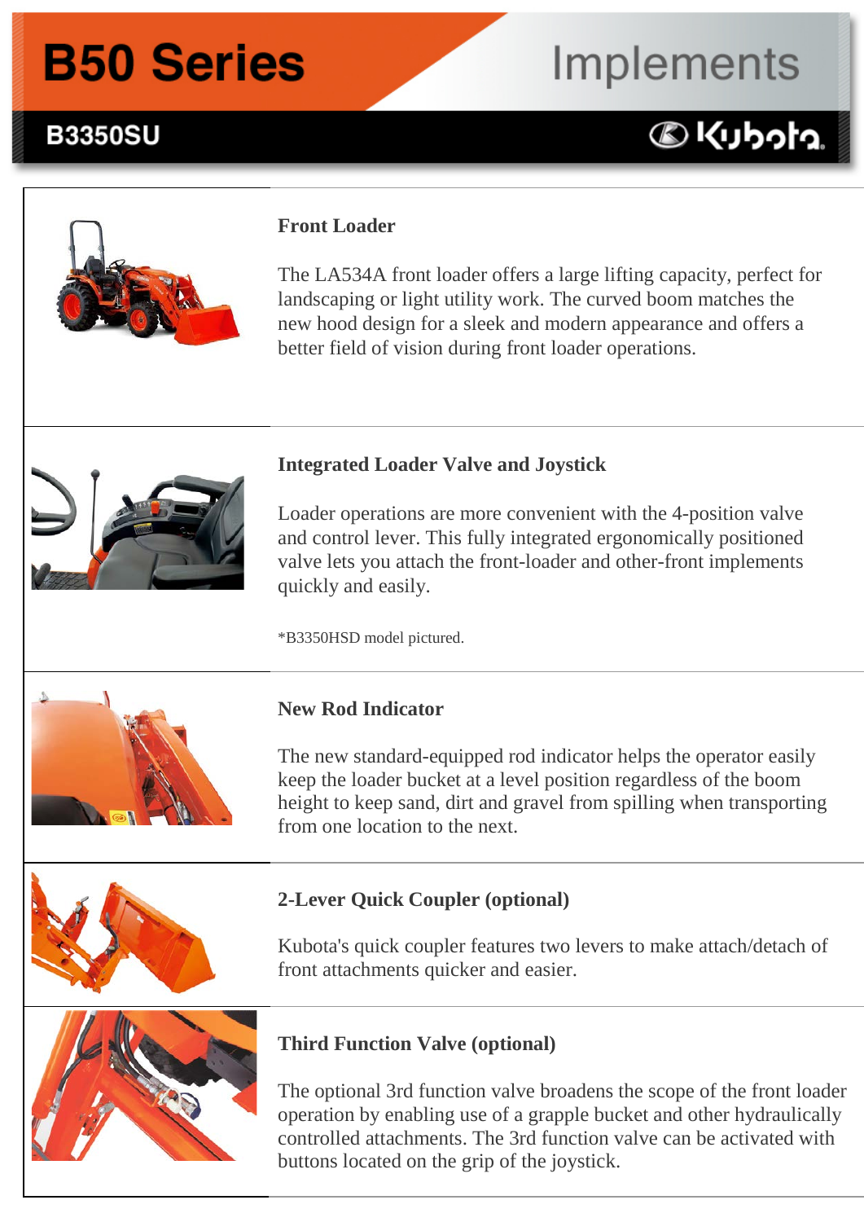# B50 Series

## B3350SU

# Implements

Kubota

### Front Loader

The LA534A front loader offers a large lifting capacity, perfect for landscaping or light utility work. The curved boom matches the new hood design for a sleek and modern appearance and offers a better field of vision during front loader operations.

### Integrated Loader Valve and Joystick

Loader operations are more convenient with the 4-position valve and control lever. This fully integrated ergonomically positioned valve lets you attach the front-loader and other-front implements quickly and easily.

*B3350HSD model pictured.

### New Rod Indicator

The new standard-equipped rod indicator helps the operator easily keep the loader bucket at a level position regardless of the boom height to keep sand, dirt and gravel from spilling when transporting from one location to the next.

### 2-Lever Quick Coupler (optional)

Kubota's quick coupler features two levers to make attach/detach of front attachments quicker and easier.

### Third Function Valve (optional)

The optional 3rd function valve broadens the scope of the front loader operation by enabling use of a grapple bucket and other hydraulically controlled attachments. The 3rd function valve can be activated with buttons located on the grip of the joystick.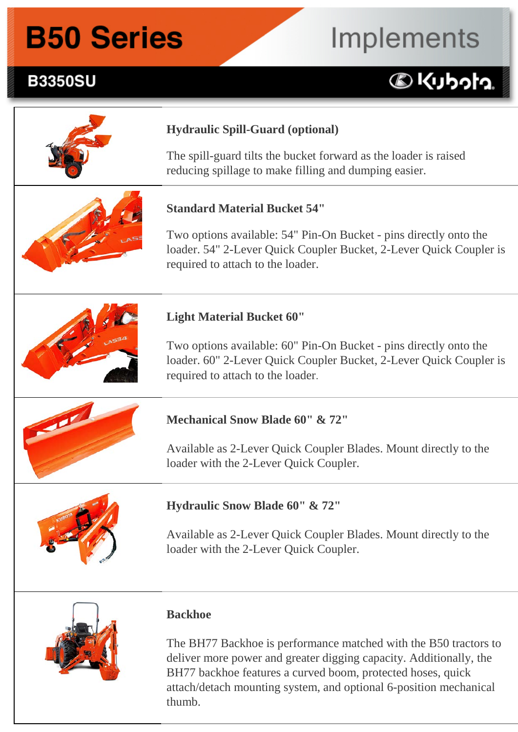# B50 Series Implements

## B3350SU

Kubota

### Hydraulic Spill-Guard (optional)

The spill-guard tilts the bucket forward as the loader is raised reducing spillage to make filling and dumping easier.

### Standard Material Bucket 54"

Two options available: 54" Pin-On Bucket - pins directly onto the loader. 54" 2-Lever Quick Coupler Bucket, 2-Lever Quick Coupler is required to attach to the loader.

### Light Material Bucket 60"

Two options available: 60" Pin-On Bucket - pins directly onto the loader. 60" 2-Lever Quick Coupler Bucket, 2-Lever Quick Coupler is required to attach to the loader.

### Mechanical Snow Blade 60" & 72"

Available as 2-Lever Quick Coupler Blades. Mount directly to the loader with the 2-Lever Quick Coupler.

### Hydraulic Snow Blade 60" & 72"

Available as 2-Lever Quick Coupler Blades. Mount directly to the loader with the 2-Lever Quick Coupler.

### Backhoe

The BH77 Backhoe is performance matched with the B50 tractors to deliver more power and greater digging capacity. Additionally, the BH77 backhoe features a curved boom, protected hoses, quick attach/detach mounting system, and optional 6-position mechanical thumb.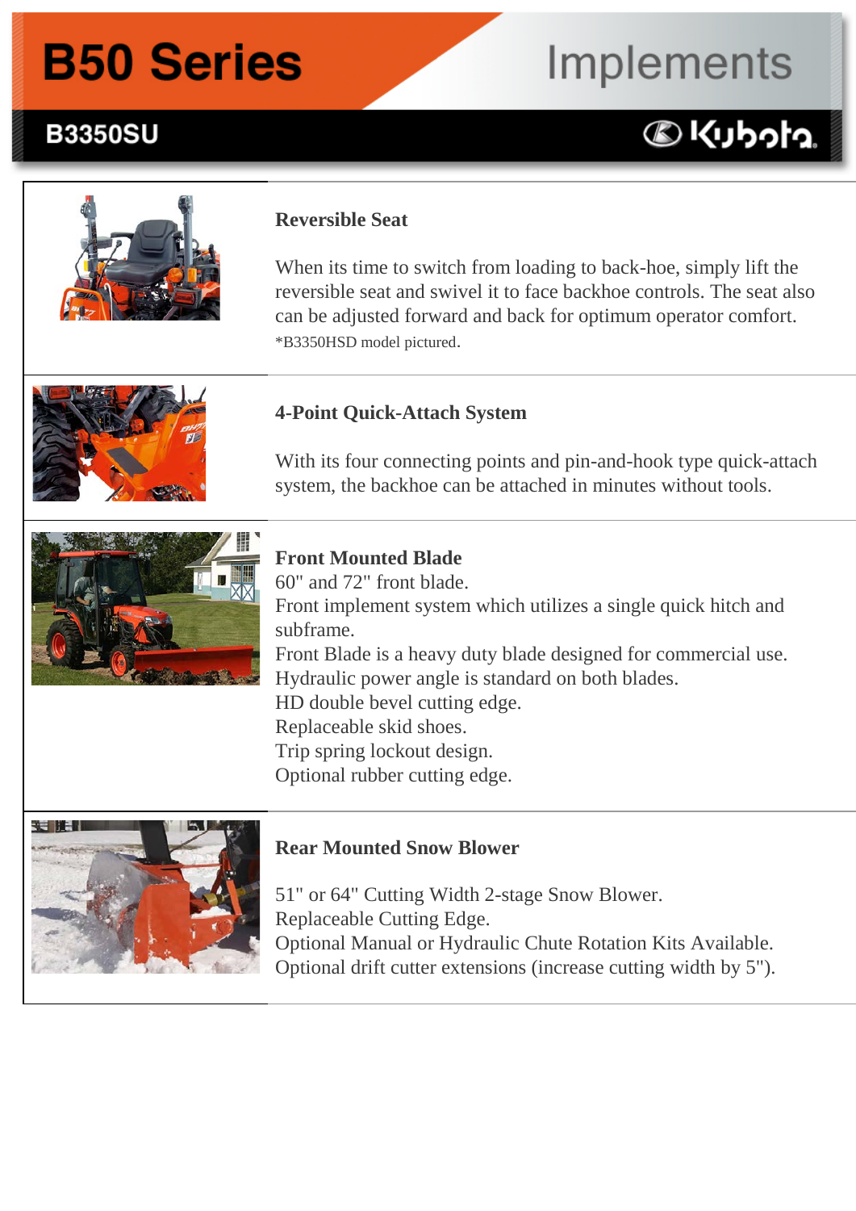# B50 Series Implements

## B3350SU

### Reversible Seat

When its time to switch from loading to back-hoe, simply lift the reversible seat and swivel it to face backhoe controls. The seat also can be adjusted forward and back for optimum operator comfort.

*B3350HSD model pictured.

### 4-Point Quick-Attach System

With its four connecting points and pin-and-hook type quick-attach system, the backhoe can be attached in minutes without tools.

### Front Mounted Blade

60" and 72" front blade.
Front implement system which utilizes a single quick hitch and subframe.
Front Blade is a heavy duty blade designed for commercial use.
Hydraulic power angle is standard on both blades.
HD double bevel cutting edge.
Replaceable skid shoes.
Trip spring lockout design.
Optional rubber cutting edge.

### Rear Mounted Snow Blower

51" or 64" Cutting Width 2-stage Snow Blower.
Replaceable Cutting Edge.
Optional Manual or Hydraulic Chute Rotation Kits Available.
Optional drift cutter extensions (increase cutting width by 5").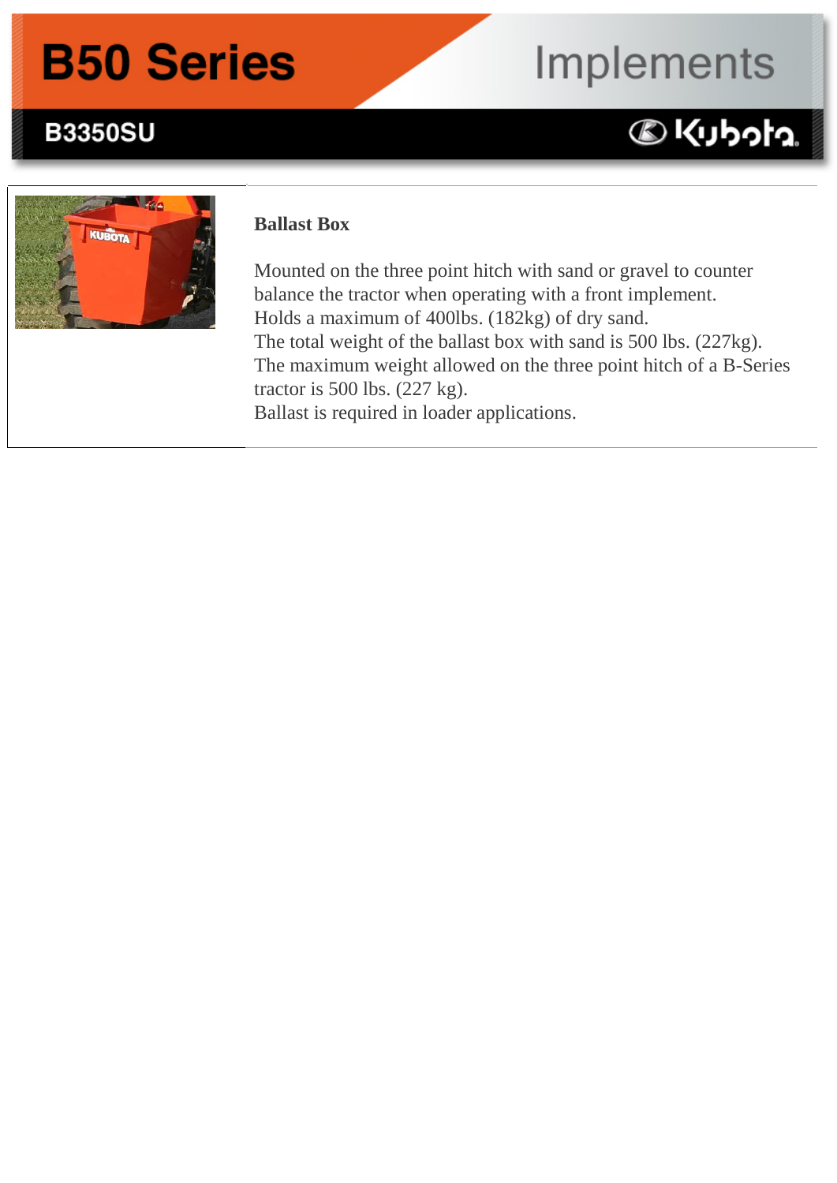## Ballast Box

Mounted on the three point hitch with sand or gravel to counter balance the tractor when operating with a front implement.
Holds a maximum of 400lbs. (182kg) of dry sand.
The total weight of the ballast box with sand is 500 lbs. (227kg).
The maximum weight allowed on the three point hitch of a B-Series tractor is 500 lbs. (227 kg).
Ballast is required in loader applications.